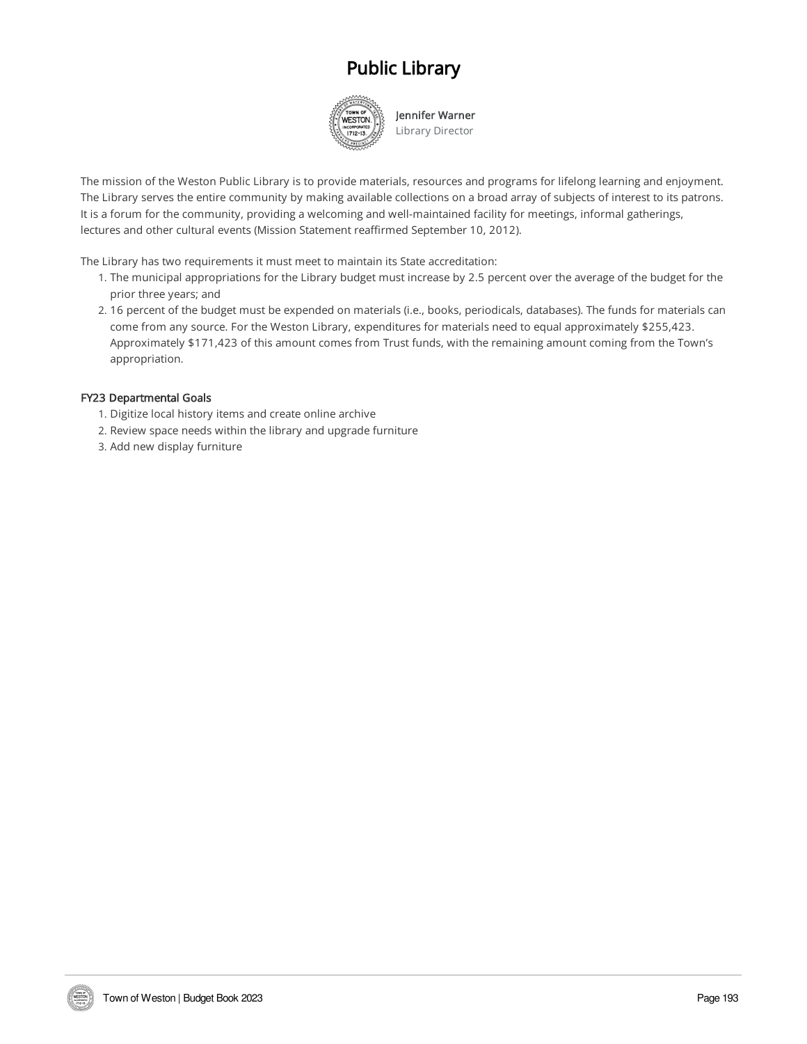# Public Library

**Jennifer Warner**
Library Director

The mission of the Weston Public Library is to provide materials, resources and programs for lifelong learning and enjoyment. The Library serves the entire community by making available collections on a broad array of subjects of interest to its patrons. It is a forum for the community, providing a welcoming and well-maintained facility for meetings, informal gatherings, lectures and other cultural events (Mission Statement reaffirmed September 10, 2012).

The Library has two requirements it must meet to maintain its State accreditation:

1. The municipal appropriations for the Library budget must increase by 2.5 percent over the average of the budget for the prior three years; and
2. 16 percent of the budget must be expended on materials (i.e., books, periodicals, databases). The funds for materials can come from any source. For the Weston Library, expenditures for materials need to equal approximately $255,423. Approximately $171,423 of this amount comes from Trust funds, with the remaining amount coming from the Town's appropriation.

### FY23 Departmental Goals

1. Digitize local history items and create online archive
2. Review space needs within the library and upgrade furniture
3. Add new display furniture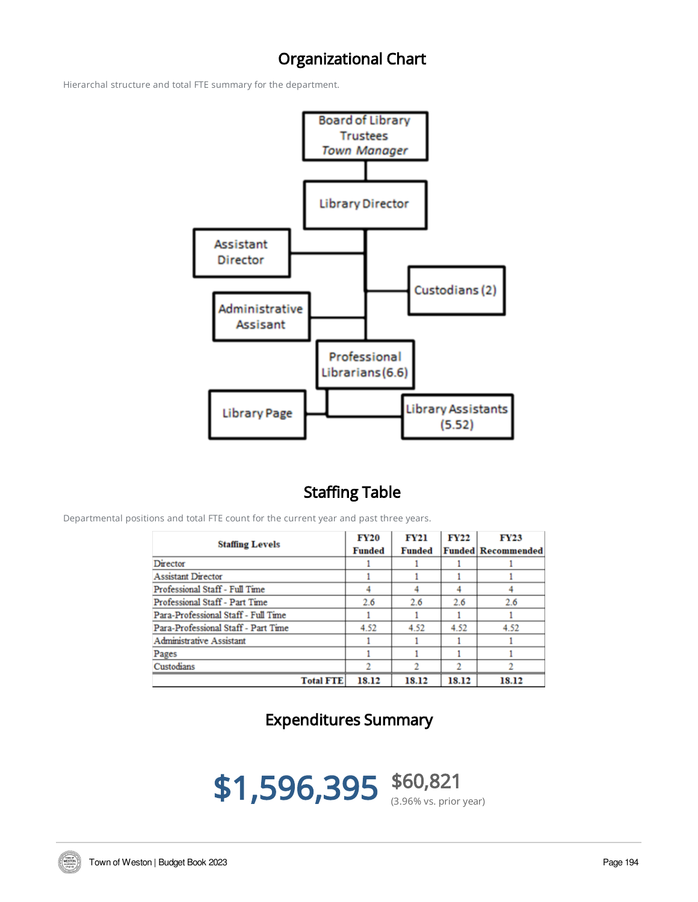## Organizational Chart

Hierarchal structure and total FTE summary for the department.

Board of Library Trustees
*Town Manager*

Library Director

Assistant Director

Custodians (2)

Administrative Assisant

Professional Librarians (6.6)

Library Page

Library Assistants (5.52)

## Staffing Table

Departmental positions and total FTE count for the current year and past three years.

| Staffing Levels | FY20 Funded | FY21 Funded | FY22 Funded | FY23 Recommended |
|---|---|---|---|---|
| Director | 1 | 1 | 1 | 1 |
| Assistant Director | 1 | 1 | 1 | 1 |
| Professional Staff - Full Time | 4 | 4 | 4 | 4 |
| Professional Staff - Part Time | 2.6 | 2.6 | 2.6 | 2.6 |
| Para-Professional Staff - Full Time | 1 | 1 | 1 | 1 |
| Para-Professional Staff - Part Time | 4.52 | 4.52 | 4.52 | 4.52 |
| Administrative Assistant | 1 | 1 | 1 | 1 |
| Pages | 1 | 1 | 1 | 1 |
| Custodians | 2 | 2 | 2 | 2 |
| **Total FTE** | **18.12** | **18.12** | **18.12** | **18.12** |

## Expenditures Summary

**$1,596,395** **$60,821**
(3.96% vs. prior year)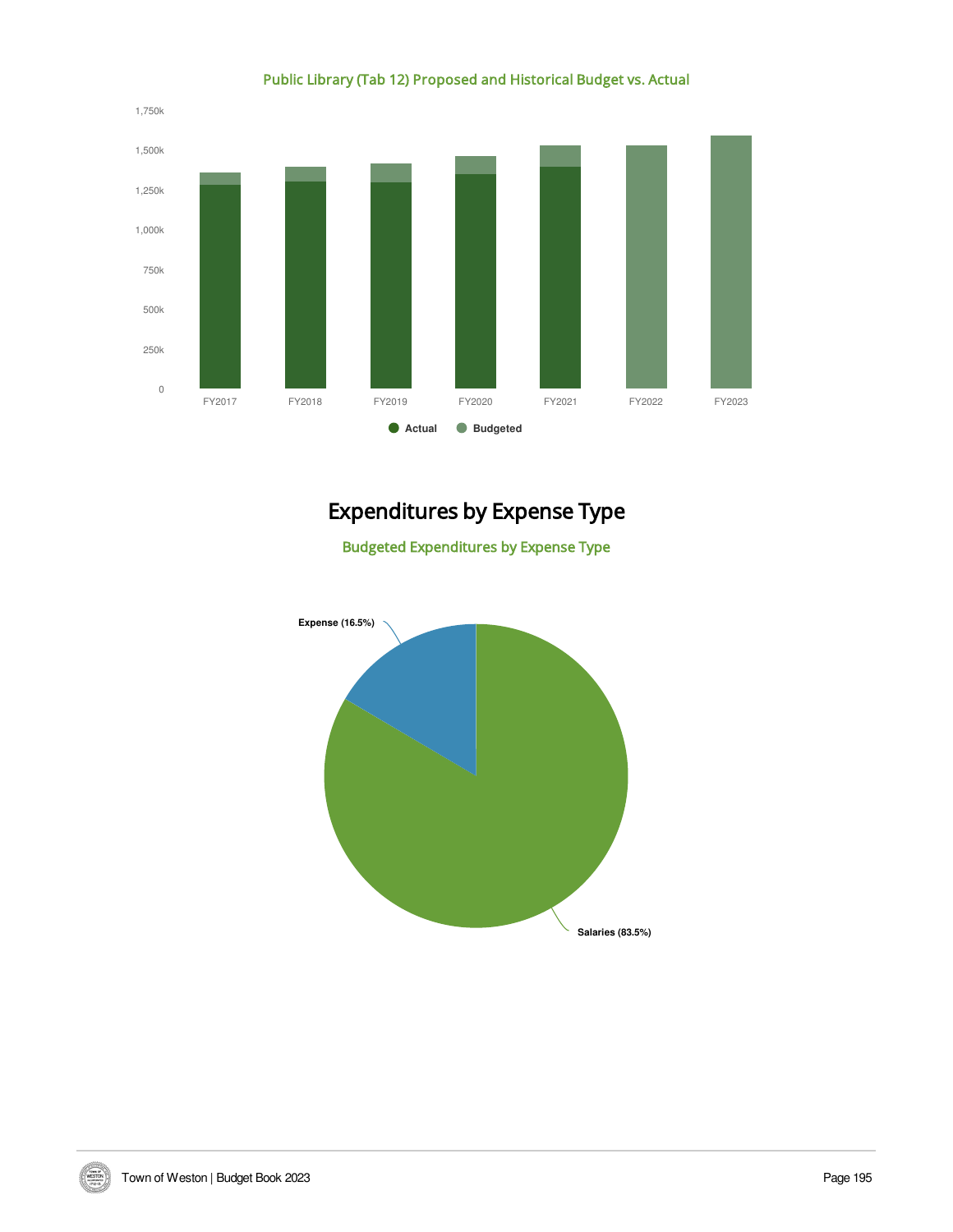Public Library (Tab 12) Proposed and Historical Budget vs. Actual

## Expenditures by Expense Type

Budgeted Expenditures by Expense Type

Expense (16.5%)

Salaries (83.5%)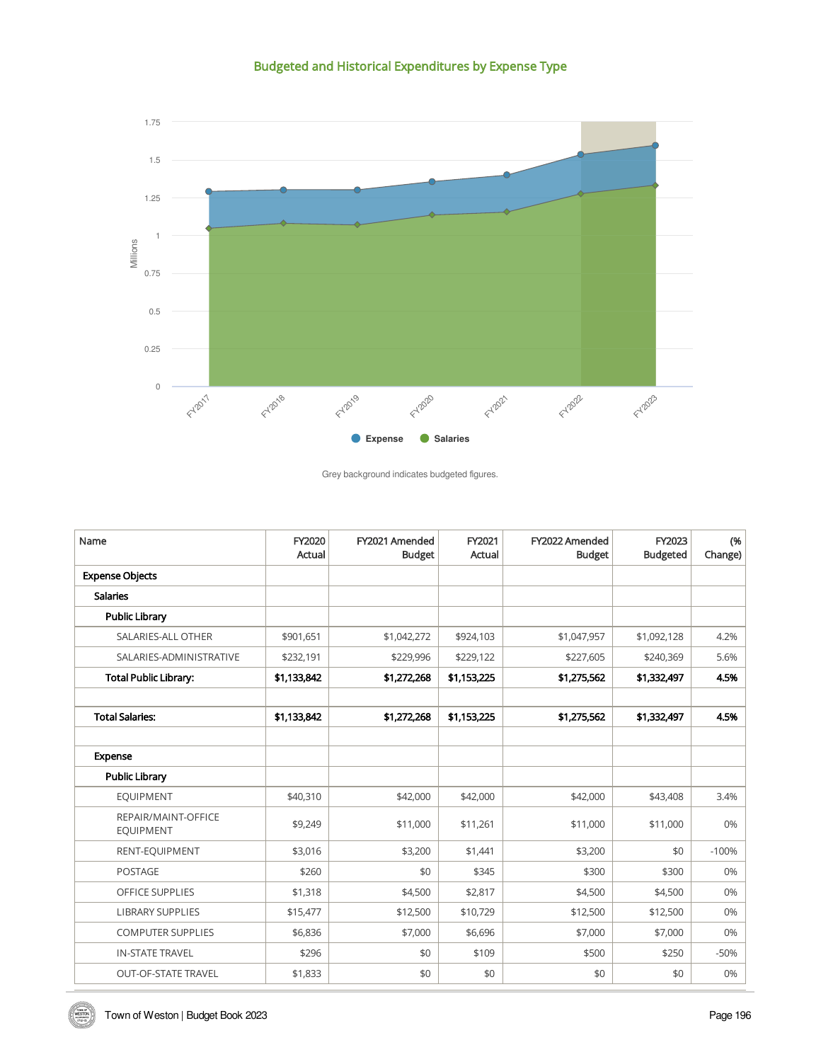## Budgeted and Historical Expenditures by Expense Type

1.75
1.5
1.25
1
0.75
0.5
0.25
0

Millions

FY2017
FY2018
FY2019
FY2020
FY2021
FY2022
FY2023

Expense
Salaries

Grey background indicates budgeted figures.

| Name | FY2020 Actual | FY2021 Amended Budget | FY2021 Actual | FY2022 Amended Budget | FY2023 Budgeted | (% Change) |
|---|---|---|---|---|---|---|
| **Expense Objects** | | | | | | |
| **Salaries** | | | | | | |
| **Public Library** | | | | | | |
| SALARIES-ALL OTHER | $901,651 | $1,042,272 | $924,103 | $1,047,957 | $1,092,128 | 4.2% |
| SALARIES-ADMINISTRATIVE | $232,191 | $229,996 | $229,122 | $227,605 | $240,369 | 5.6% |
| **Total Public Library:** | **$1,133,842** | **$1,272,268** | **$1,153,225** | **$1,275,562** | **$1,332,497** | **4.5%** |
| | | | | | | |
| **Total Salaries:** | **$1,133,842** | **$1,272,268** | **$1,153,225** | **$1,275,562** | **$1,332,497** | **4.5%** |
| | | | | | | |
| **Expense** | | | | | | |
| **Public Library** | | | | | | |
| EQUIPMENT | $40,310 | $42,000 | $42,000 | $42,000 | $43,408 | 3.4% |
| REPAIR/MAINT-OFFICE EQUIPMENT | $9,249 | $11,000 | $11,261 | $11,000 | $11,000 | 0% |
| RENT-EQUIPMENT | $3,016 | $3,200 | $1,441 | $3,200 | $0 | -100% |
| POSTAGE | $260 | $0 | $345 | $300 | $300 | 0% |
| OFFICE SUPPLIES | $1,318 | $4,500 | $2,817 | $4,500 | $4,500 | 0% |
| LIBRARY SUPPLIES | $15,477 | $12,500 | $10,729 | $12,500 | $12,500 | 0% |
| COMPUTER SUPPLIES | $6,836 | $7,000 | $6,696 | $7,000 | $7,000 | 0% |
| IN-STATE TRAVEL | $296 | $0 | $109 | $500 | $250 | -50% |
| OUT-OF-STATE TRAVEL | $1,833 | $0 | $0 | $0 | $0 | 0% |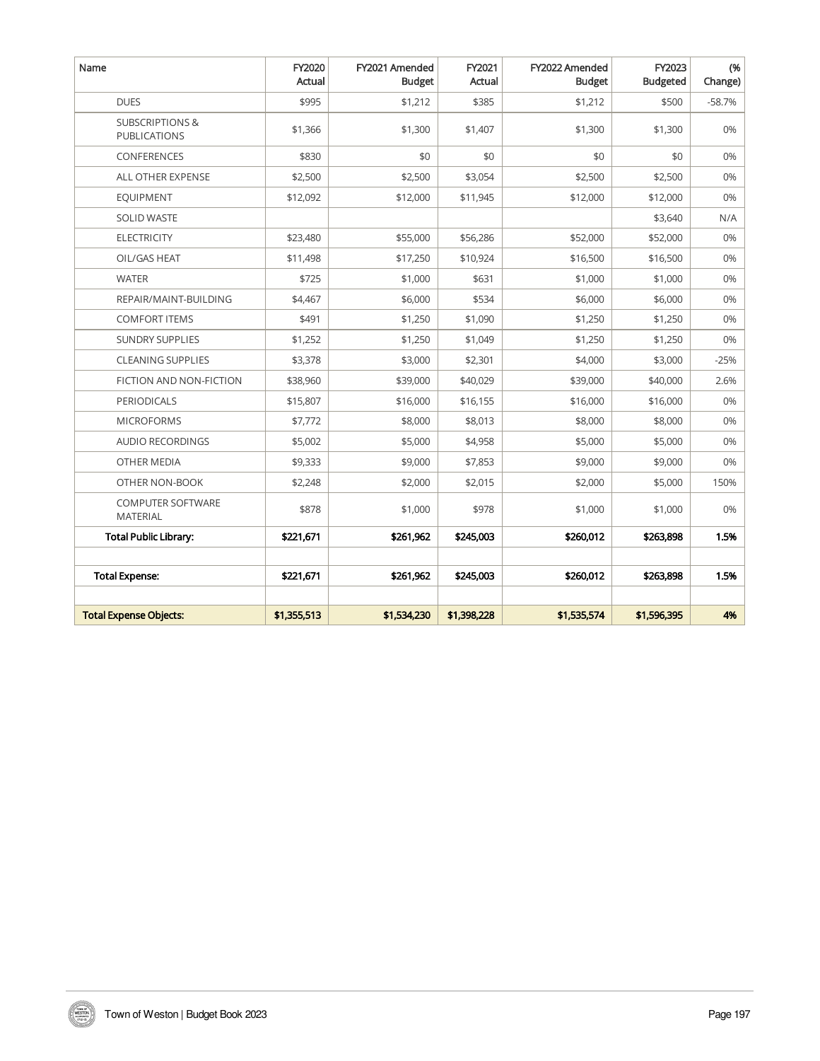| Name | FY2020 Actual | FY2021 Amended Budget | FY2021 Actual | FY2022 Amended Budget | FY2023 Budgeted | (% Change) |
|---|---|---|---|---|---|---|
| DUES | $995 | $1,212 | $385 | $1,212 | $500 | -58.7% |
| SUBSCRIPTIONS & PUBLICATIONS | $1,366 | $1,300 | $1,407 | $1,300 | $1,300 | 0% |
| CONFERENCES | $830 | $0 | $0 | $0 | $0 | 0% |
| ALL OTHER EXPENSE | $2,500 | $2,500 | $3,054 | $2,500 | $2,500 | 0% |
| EQUIPMENT | $12,092 | $12,000 | $11,945 | $12,000 | $12,000 | 0% |
| SOLID WASTE | | | | | $3,640 | N/A |
| ELECTRICITY | $23,480 | $55,000 | $56,286 | $52,000 | $52,000 | 0% |
| OIL/GAS HEAT | $11,498 | $17,250 | $10,924 | $16,500 | $16,500 | 0% |
| WATER | $725 | $1,000 | $631 | $1,000 | $1,000 | 0% |
| REPAIR/MAINT-BUILDING | $4,467 | $6,000 | $534 | $6,000 | $6,000 | 0% |
| COMFORT ITEMS | $491 | $1,250 | $1,090 | $1,250 | $1,250 | 0% |
| SUNDRY SUPPLIES | $1,252 | $1,250 | $1,049 | $1,250 | $1,250 | 0% |
| CLEANING SUPPLIES | $3,378 | $3,000 | $2,301 | $4,000 | $3,000 | -25% |
| FICTION AND NON-FICTION | $38,960 | $39,000 | $40,029 | $39,000 | $40,000 | 2.6% |
| PERIODICALS | $15,807 | $16,000 | $16,155 | $16,000 | $16,000 | 0% |
| MICROFORMS | $7,772 | $8,000 | $8,013 | $8,000 | $8,000 | 0% |
| AUDIO RECORDINGS | $5,002 | $5,000 | $4,958 | $5,000 | $5,000 | 0% |
| OTHER MEDIA | $9,333 | $9,000 | $7,853 | $9,000 | $9,000 | 0% |
| OTHER NON-BOOK | $2,248 | $2,000 | $2,015 | $2,000 | $5,000 | 150% |
| COMPUTER SOFTWARE MATERIAL | $878 | $1,000 | $978 | $1,000 | $1,000 | 0% |
| **Total Public Library:** | **$221,671** | **$261,962** | **$245,003** | **$260,012** | **$263,898** | **1.5%** |
| | | | | | | |
| **Total Expense:** | **$221,671** | **$261,962** | **$245,003** | **$260,012** | **$263,898** | **1.5%** |
| | | | | | | |
| **Total Expense Objects:** | **$1,355,513** | **$1,534,230** | **$1,398,228** | **$1,535,574** | **$1,596,395** | **4%** |